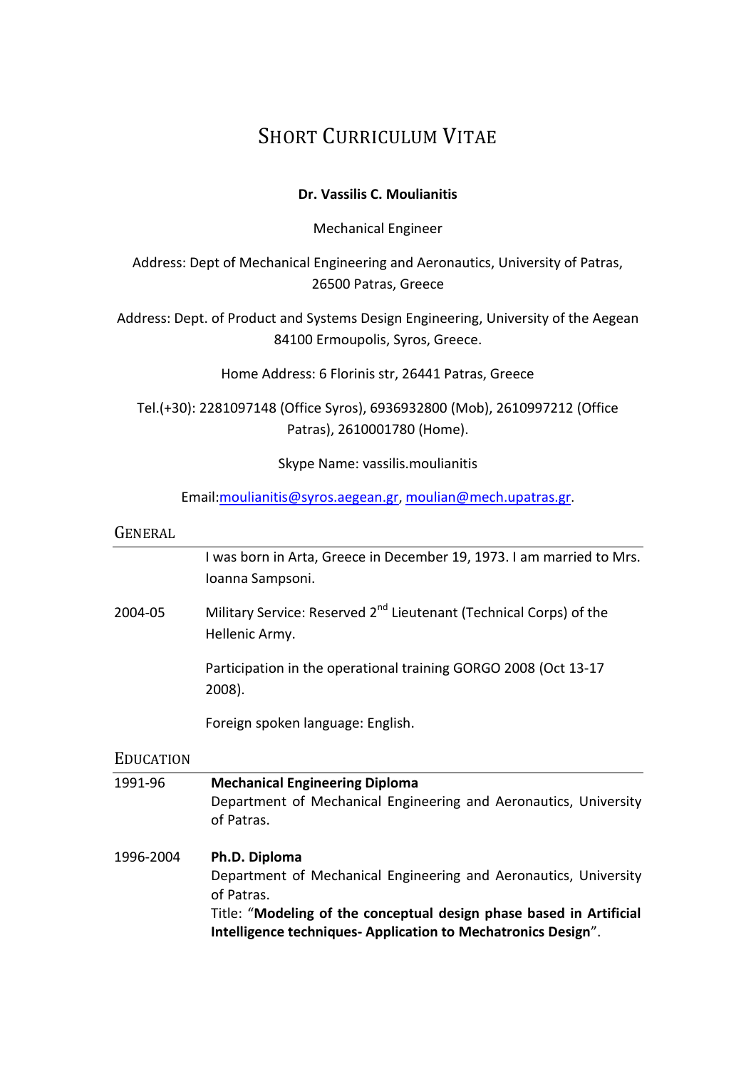# Short Curriculum Vitae

**Dr. Vassilis C. Moulianitis**

Mechanical Engineer

Address: Dept of Mechanical Engineering and Aeronautics, University of Patras, 26500 Patras, Greece

Address: Dept. of Product and Systems Design Engineering, University of the Aegean 84100 Ermoupolis, Syros, Greece.

Home Address: 6 Florinis str, 26441 Patras, Greece

Tel.(+30): 2281097148 (Office Syros), 6936932800 (Mob), 2610997212 (Office Patras), 2610001780 (Home).

Skype Name: vassilis.moulianitis

Email:moulianitis@syros.aegean.gr, moulian@mech.upatras.gr.

## General

I was born in Arta, Greece in December 19, 1973. I am married to Mrs. Ioanna Sampsoni.

2004-05 Military Service: Reserved 2nd Lieutenant (Technical Corps) of the Hellenic Army.

Participation in the operational training GORGO 2008 (Oct 13-17 2008).

Foreign spoken language: English.

## Education

1991-96 **Mechanical Engineering Diploma**
Department of Mechanical Engineering and Aeronautics, University of Patras.

1996-2004 **Ph.D. Diploma**
Department of Mechanical Engineering and Aeronautics, University of Patras.
Title: "**Modeling of the conceptual design phase based in Artificial Intelligence techniques- Application to Mechatronics Design**".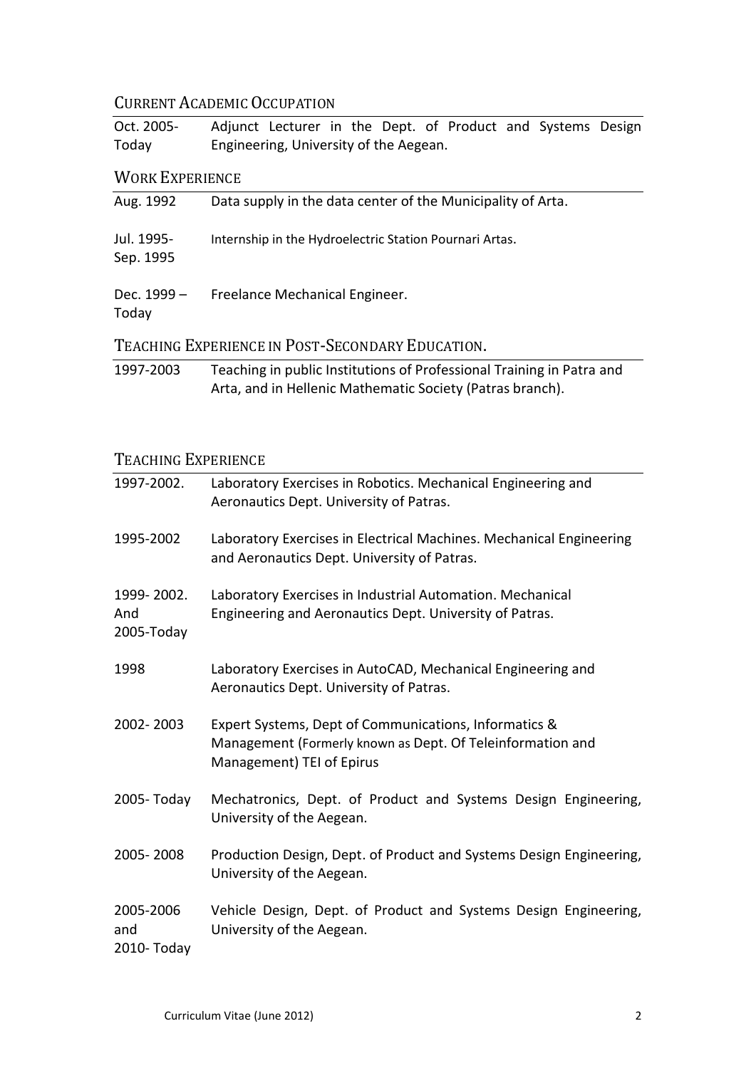## Current Academic Occupation

| | |
|---|---|
| Oct. 2005-Today | Adjunct Lecturer in the Dept. of Product and Systems Design Engineering, University of the Aegean. |

## Work Experience

| | |
|---|---|
| Aug. 1992 | Data supply in the data center of the Municipality of Arta. |
| Jul. 1995-Sep. 1995 | Internship in the Hydroelectric Station Pournari Artas. |
| Dec. 1999 – Today | Freelance Mechanical Engineer. |

## Teaching Experience in Post-Secondary Education.

| | |
|---|---|
| 1997-2003 | Teaching in public Institutions of Professional Training in Patra and Arta, and in Hellenic Mathematic Society (Patras branch). |

## Teaching Experience

| | |
|---|---|
| 1997-2002. | Laboratory Exercises in Robotics. Mechanical Engineering and Aeronautics Dept. University of Patras. |
| 1995-2002 | Laboratory Exercises in Electrical Machines. Mechanical Engineering and Aeronautics Dept. University of Patras. |
| 1999- 2002. And 2005-Today | Laboratory Exercises in Industrial Automation. Mechanical Engineering and Aeronautics Dept. University of Patras. |
| 1998 | Laboratory Exercises in AutoCAD, Mechanical Engineering and Aeronautics Dept. University of Patras. |
| 2002- 2003 | Expert Systems, Dept of Communications, Informatics & Management (Formerly known as Dept. Of Teleinformation and Management) TEI of Epirus |
| 2005- Today | Mechatronics, Dept. of Product and Systems Design Engineering, University of the Aegean. |
| 2005- 2008 | Production Design, Dept. of Product and Systems Design Engineering, University of the Aegean. |
| 2005-2006 and 2010- Today | Vehicle Design, Dept. of Product and Systems Design Engineering, University of the Aegean. |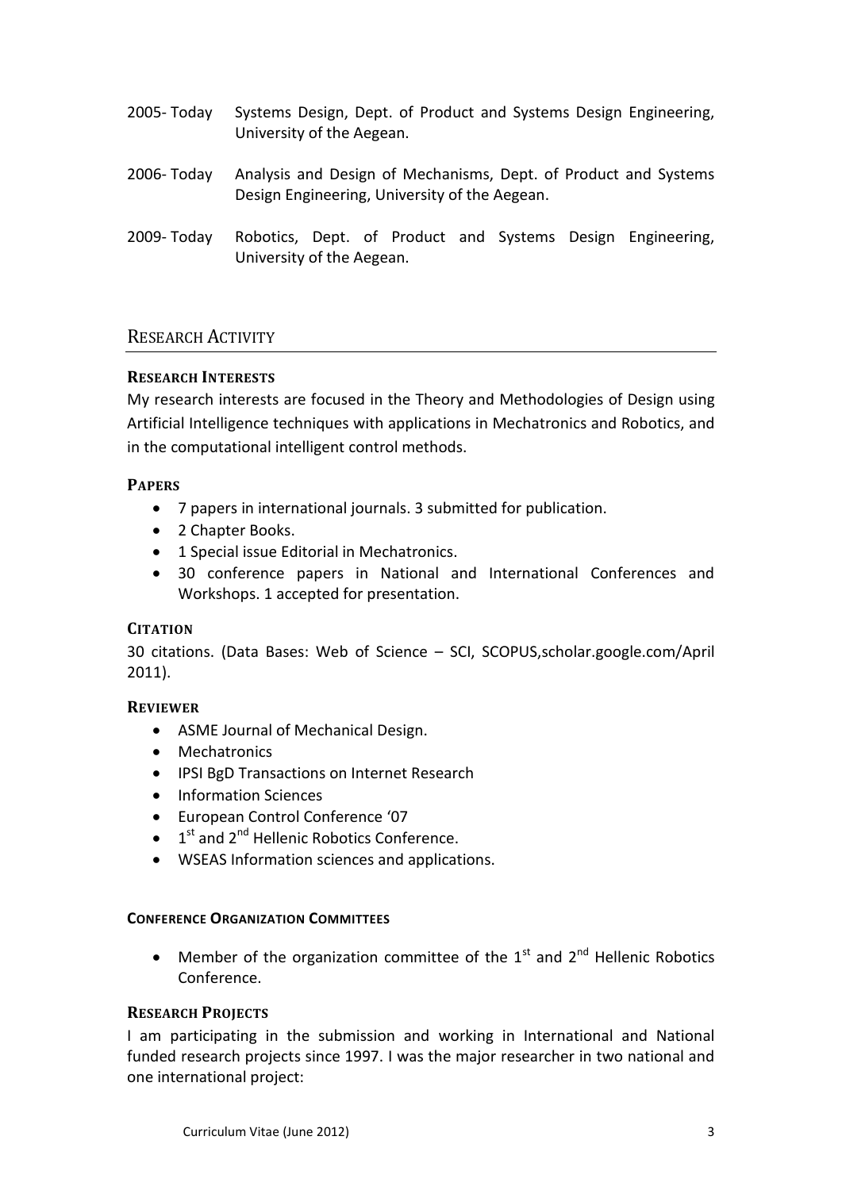2005- Today Systems Design, Dept. of Product and Systems Design Engineering, University of the Aegean.

2006- Today Analysis and Design of Mechanisms, Dept. of Product and Systems Design Engineering, University of the Aegean.

2009- Today Robotics, Dept. of Product and Systems Design Engineering, University of the Aegean.

## RESEARCH ACTIVITY

### RESEARCH INTERESTS

My research interests are focused in the Theory and Methodologies of Design using Artificial Intelligence techniques with applications in Mechatronics and Robotics, and in the computational intelligent control methods.

### PAPERS

- 7 papers in international journals. 3 submitted for publication.
- 2 Chapter Books.
- 1 Special issue Editorial in Mechatronics.
- 30 conference papers in National and International Conferences and Workshops. 1 accepted for presentation.

### CITATION

30 citations. (Data Bases: Web of Science – SCI, SCOPUS,scholar.google.com/April 2011).

### REVIEWER

- ASME Journal of Mechanical Design.
- Mechatronics
- IPSI BgD Transactions on Internet Research
- Information Sciences
- European Control Conference '07
- 1st and 2nd Hellenic Robotics Conference.
- WSEAS Information sciences and applications.

### CONFERENCE ORGANIZATION COMMITTEES

- Member of the organization committee of the 1st and 2nd Hellenic Robotics Conference.

### RESEARCH PROJECTS

I am participating in the submission and working in International and National funded research projects since 1997. I was the major researcher in two national and one international project: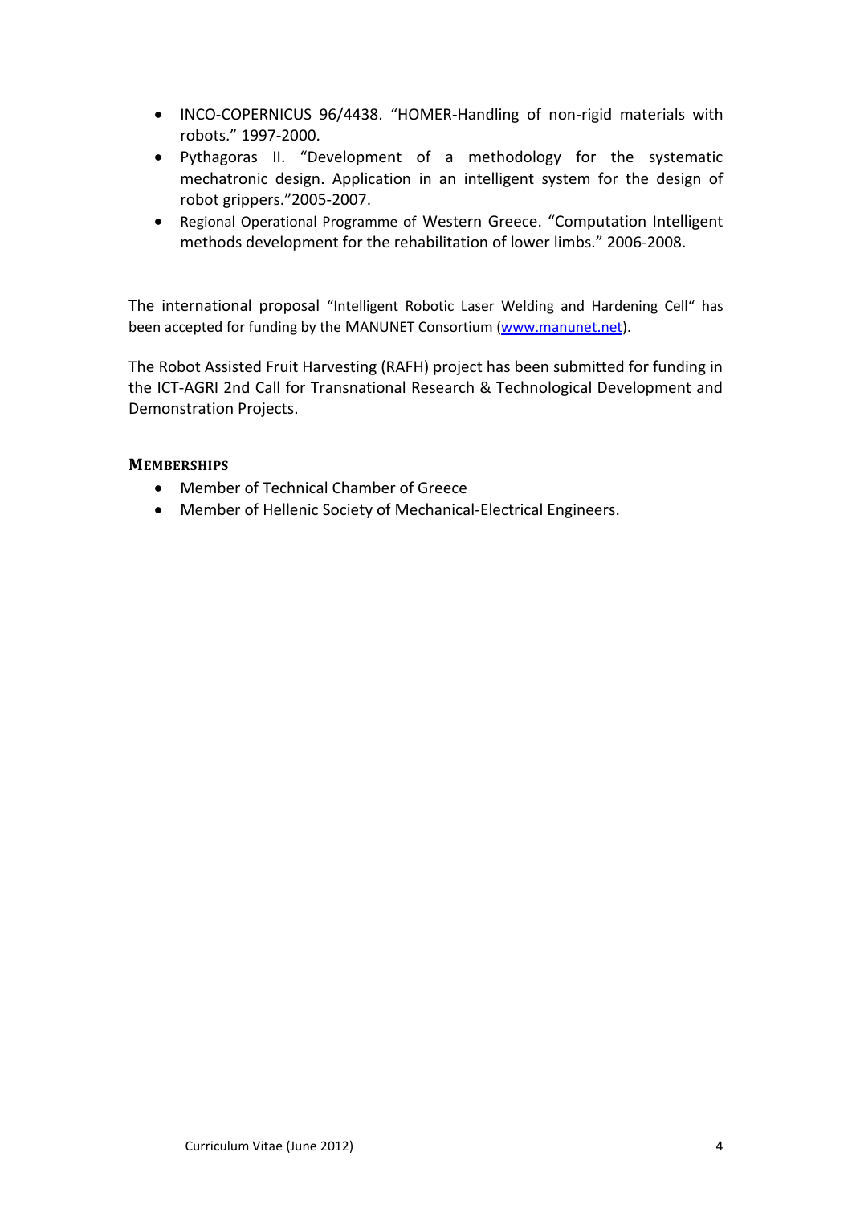- INCO-COPERNICUS 96/4438. "HOMER-Handling of non-rigid materials with robots." 1997-2000.
- Pythagoras II. "Development of a methodology for the systematic mechatronic design. Application in an intelligent system for the design of robot grippers."2005-2007.
- Regional Operational Programme of Western Greece. "Computation Intelligent methods development for the rehabilitation of lower limbs." 2006-2008.

The international proposal "Intelligent Robotic Laser Welding and Hardening Cell" has been accepted for funding by the MANUNET Consortium (www.manunet.net).

The Robot Assisted Fruit Harvesting (RAFH) project has been submitted for funding in the ICT-AGRI 2nd Call for Transnational Research & Technological Development and Demonstration Projects.

## MEMBERSHIPS

- Member of Technical Chamber of Greece
- Member of Hellenic Society of Mechanical-Electrical Engineers.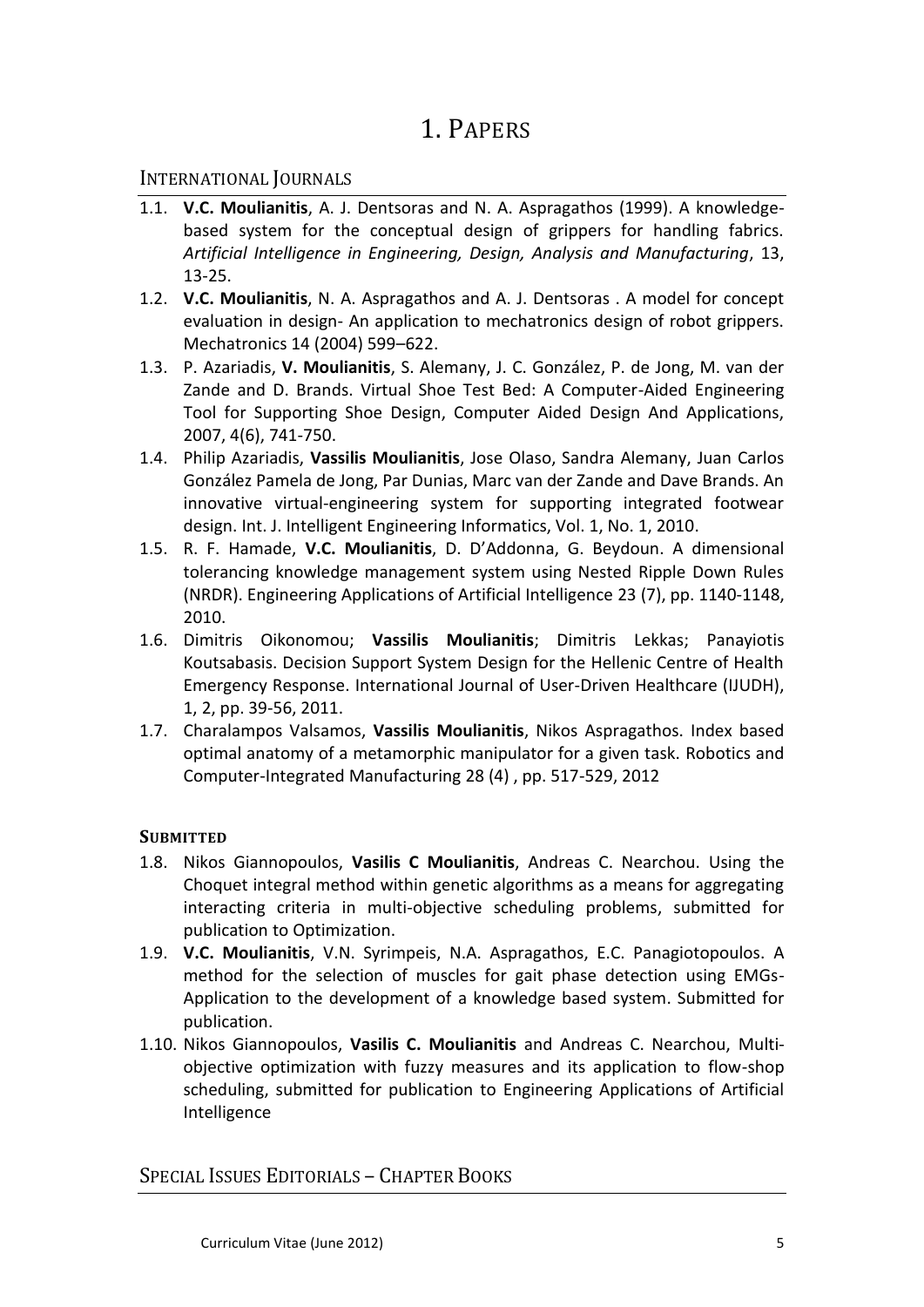# 1. PAPERS

## INTERNATIONAL JOURNALS

1.1. **V.C. Moulianitis**, A. J. Dentsoras and N. A. Aspragathos (1999). A knowledge-based system for the conceptual design of grippers for handling fabrics. *Artificial Intelligence in Engineering, Design, Analysis and Manufacturing*, 13, 13-25.

1.2. **V.C. Moulianitis**, N. A. Aspragathos and A. J. Dentsoras . A model for concept evaluation in design- An application to mechatronics design of robot grippers. Mechatronics 14 (2004) 599–622.

1.3. P. Azariadis, **V. Moulianitis**, S. Alemany, J. C. González, P. de Jong, M. van der Zande and D. Brands. Virtual Shoe Test Bed: A Computer-Aided Engineering Tool for Supporting Shoe Design, Computer Aided Design And Applications, 2007, 4(6), 741-750.

1.4. Philip Azariadis, **Vassilis Moulianitis**, Jose Olaso, Sandra Alemany, Juan Carlos González Pamela de Jong, Par Dunias, Marc van der Zande and Dave Brands. An innovative virtual-engineering system for supporting integrated footwear design. Int. J. Intelligent Engineering Informatics, Vol. 1, No. 1, 2010.

1.5. R. F. Hamade, **V.C. Moulianitis**, D. D'Addonna, G. Beydoun. A dimensional tolerancing knowledge management system using Nested Ripple Down Rules (NRDR). Engineering Applications of Artificial Intelligence 23 (7), pp. 1140-1148, 2010.

1.6. Dimitris Oikonomou; **Vassilis Moulianitis**; Dimitris Lekkas; Panayiotis Koutsabasis. Decision Support System Design for the Hellenic Centre of Health Emergency Response. International Journal of User-Driven Healthcare (IJUDH), 1, 2, pp. 39-56, 2011.

1.7. Charalampos Valsamos, **Vassilis Moulianitis**, Nikos Aspragathos. Index based optimal anatomy of a metamorphic manipulator for a given task. Robotics and Computer-Integrated Manufacturing 28 (4) , pp. 517-529, 2012

### SUBMITTED

1.8. Nikos Giannopoulos, **Vasilis C Moulianitis**, Andreas C. Nearchou. Using the Choquet integral method within genetic algorithms as a means for aggregating interacting criteria in multi-objective scheduling problems, submitted for publication to Optimization.

1.9. **V.C. Moulianitis**, V.N. Syrimpeis, N.A. Aspragathos, E.C. Panagiotopoulos. A method for the selection of muscles for gait phase detection using EMGs-Application to the development of a knowledge based system. Submitted for publication.

1.10. Nikos Giannopoulos, **Vasilis C. Moulianitis** and Andreas C. Nearchou, Multi-objective optimization with fuzzy measures and its application to flow-shop scheduling, submitted for publication to Engineering Applications of Artificial Intelligence

## SPECIAL ISSUES EDITORIALS – CHAPTER BOOKS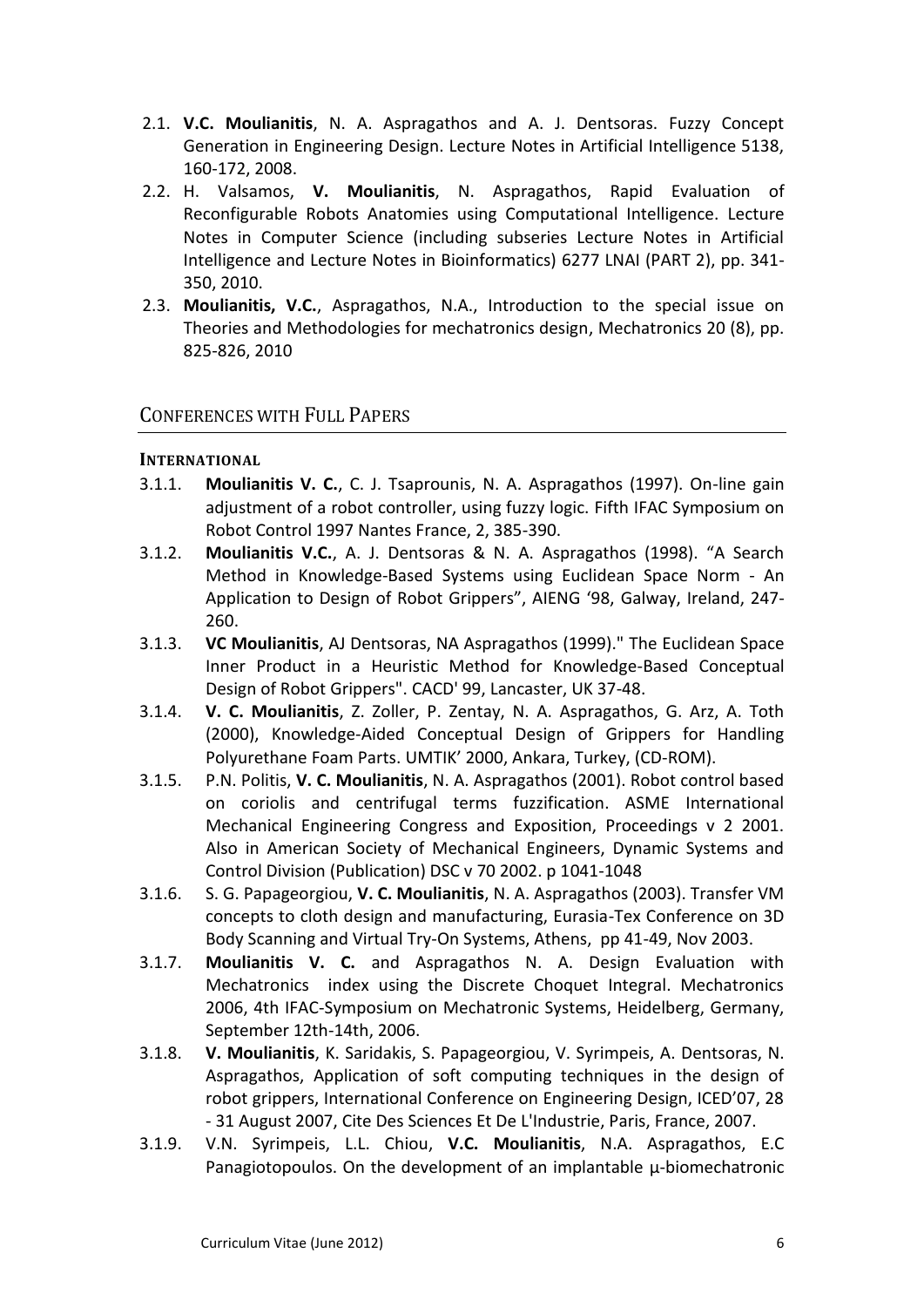2.1. **V.C. Moulianitis**, N. A. Aspragathos and A. J. Dentsoras. Fuzzy Concept Generation in Engineering Design. Lecture Notes in Artificial Intelligence 5138, 160-172, 2008.

2.2. H. Valsamos, **V. Moulianitis**, N. Aspragathos, Rapid Evaluation of Reconfigurable Robots Anatomies using Computational Intelligence. Lecture Notes in Computer Science (including subseries Lecture Notes in Artificial Intelligence and Lecture Notes in Bioinformatics) 6277 LNAI (PART 2), pp. 341-350, 2010.

2.3. **Moulianitis, V.C.**, Aspragathos, N.A., Introduction to the special issue on Theories and Methodologies for mechatronics design, Mechatronics 20 (8), pp. 825-826, 2010

## CONFERENCES WITH FULL PAPERS

### INTERNATIONAL

3.1.1. **Moulianitis V. C.**, C. J. Tsaprounis, N. A. Aspragathos (1997). On-line gain adjustment of a robot controller, using fuzzy logic. Fifth IFAC Symposium on Robot Control 1997 Nantes France, 2, 385-390.

3.1.2. **Moulianitis V.C.**, A. J. Dentsoras & N. A. Aspragathos (1998). "A Search Method in Knowledge-Based Systems using Euclidean Space Norm - An Application to Design of Robot Grippers", AIENG '98, Galway, Ireland, 247-260.

3.1.3. **VC Moulianitis**, AJ Dentsoras, NA Aspragathos (1999)." The Euclidean Space Inner Product in a Heuristic Method for Knowledge-Based Conceptual Design of Robot Grippers". CACD' 99, Lancaster, UK 37-48.

3.1.4. **V. C. Moulianitis**, Z. Zoller, P. Zentay, N. A. Aspragathos, G. Arz, A. Toth (2000), Knowledge-Aided Conceptual Design of Grippers for Handling Polyurethane Foam Parts. UMTIK' 2000, Ankara, Turkey, (CD-ROM).

3.1.5. P.N. Politis, **V. C. Moulianitis**, N. A. Aspragathos (2001). Robot control based on coriolis and centrifugal terms fuzzification. ASME International Mechanical Engineering Congress and Exposition, Proceedings v 2 2001. Also in American Society of Mechanical Engineers, Dynamic Systems and Control Division (Publication) DSC v 70 2002. p 1041-1048

3.1.6. S. G. Papageorgiou, **V. C. Moulianitis**, N. A. Aspragathos (2003). Transfer VM concepts to cloth design and manufacturing, Eurasia-Tex Conference on 3D Body Scanning and Virtual Try-On Systems, Athens, pp 41-49, Nov 2003.

3.1.7. **Moulianitis V. C.** and Aspragathos N. A. Design Evaluation with Mechatronics index using the Discrete Choquet Integral. Mechatronics 2006, 4th IFAC-Symposium on Mechatronic Systems, Heidelberg, Germany, September 12th-14th, 2006.

3.1.8. **V. Moulianitis**, K. Saridakis, S. Papageorgiou, V. Syrimpeis, A. Dentsoras, N. Aspragathos, Application of soft computing techniques in the design of robot grippers, International Conference on Engineering Design, ICED'07, 28 - 31 August 2007, Cite Des Sciences Et De L'Industrie, Paris, France, 2007.

3.1.9. V.N. Syrimpeis, L.L. Chiou, **V.C. Moulianitis**, N.A. Aspragathos, E.C Panagiotopoulos. On the development of an implantable μ-biomechatronic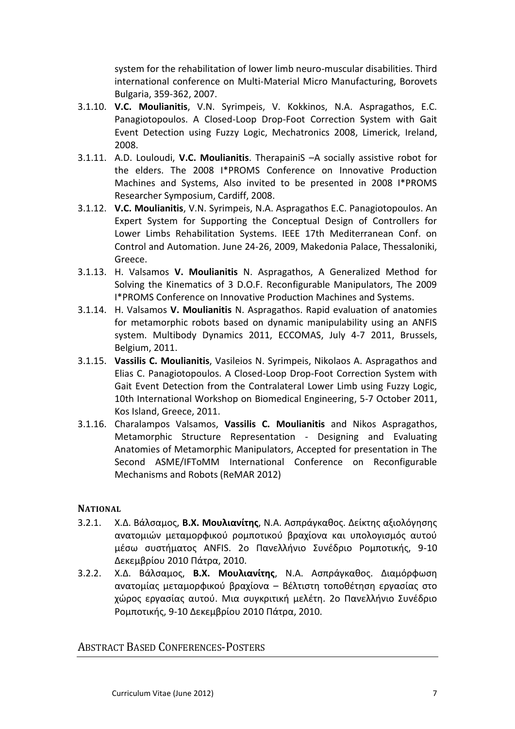system for the rehabilitation of lower limb neuro-muscular disabilities. Third international conference on Multi-Material Micro Manufacturing, Borovets Bulgaria, 359-362, 2007.

3.1.10. **V.C. Moulianitis**, V.N. Syrimpeis, V. Kokkinos, N.A. Aspragathos, E.C. Panagiotopoulos. A Closed-Loop Drop-Foot Correction System with Gait Event Detection using Fuzzy Logic, Mechatronics 2008, Limerick, Ireland, 2008.

3.1.11. A.D. Louloudi, **V.C. Moulianitis**. TherapainiS –A socially assistive robot for the elders. The 2008 I*PROMS Conference on Innovative Production Machines and Systems, Also invited to be presented in 2008 I*PROMS Researcher Symposium, Cardiff, 2008.

3.1.12. **V.C. Moulianitis**, V.N. Syrimpeis, N.A. Aspragathos E.C. Panagiotopoulos. An Expert System for Supporting the Conceptual Design of Controllers for Lower Limbs Rehabilitation Systems. IEEE 17th Mediterranean Conf. on Control and Automation. June 24-26, 2009, Makedonia Palace, Thessaloniki, Greece.

3.1.13. H. Valsamos **V. Moulianitis** N. Aspragathos, A Generalized Method for Solving the Kinematics of 3 D.O.F. Reconfigurable Manipulators, The 2009 I*PROMS Conference on Innovative Production Machines and Systems.

3.1.14. H. Valsamos **V. Moulianitis** N. Aspragathos. Rapid evaluation of anatomies for metamorphic robots based on dynamic manipulability using an ANFIS system. Multibody Dynamics 2011, ECCOMAS, July 4-7 2011, Brussels, Belgium, 2011.

3.1.15. **Vassilis C. Moulianitis**, Vasileios N. Syrimpeis, Nikolaos A. Aspragathos and Elias C. Panagiotopoulos. A Closed-Loop Drop-Foot Correction System with Gait Event Detection from the Contralateral Lower Limb using Fuzzy Logic, 10th International Workshop on Biomedical Engineering, 5-7 October 2011, Kos Island, Greece, 2011.

3.1.16. Charalampos Valsamos, **Vassilis C. Moulianitis** and Nikos Aspragathos, Metamorphic Structure Representation - Designing and Evaluating Anatomies of Metamorphic Manipulators, Accepted for presentation in The Second ASME/IFToMM International Conference on Reconfigurable Mechanisms and Robots (ReMAR 2012)

### National

3.2.1. Χ.Δ. Βάλσαμος, **Β.Χ. Μουλιανίτης**, Ν.Α. Ασπράγκαθος. Δείκτης αξιολόγησης ανατομιών μεταμορφικού ρομποτικού βραχίονα και υπολογισμός αυτού μέσω συστήματος ANFIS. 2ο Πανελλήνιο Συνέδριο Ρομποτικής, 9-10 Δεκεμβρίου 2010 Πάτρα, 2010.

3.2.2. Χ.Δ. Βάλσαμος, **Β.Χ. Μουλιανίτης**, Ν.Α. Ασπράγκαθος. Διαμόρφωση ανατομίας μεταμορφικού βραχίονα – Βέλτιστη τοποθέτηση εργασίας στο χώρος εργασίας αυτού. Μια συγκριτική μελέτη. 2ο Πανελλήνιο Συνέδριο Ρομποτικής, 9-10 Δεκεμβρίου 2010 Πάτρα, 2010.

## Abstract Based Conferences-Posters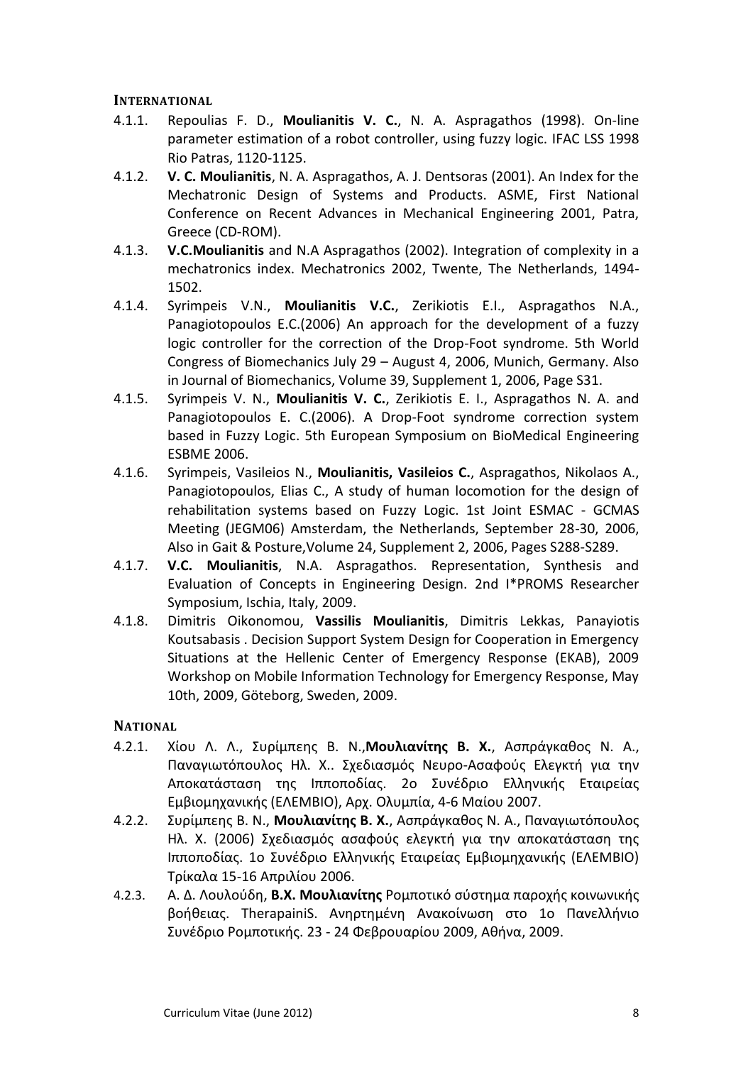**INTERNATIONAL**

4.1.1. Repoulias F. D., **Moulianitis V. C.**, N. A. Aspragathos (1998). On-line parameter estimation of a robot controller, using fuzzy logic. IFAC LSS 1998 Rio Patras, 1120-1125.

4.1.2. **V. C. Moulianitis**, N. A. Aspragathos, A. J. Dentsoras (2001). An Index for the Mechatronic Design of Systems and Products. ASME, First National Conference on Recent Advances in Mechanical Engineering 2001, Patra, Greece (CD-ROM).

4.1.3. **V.C.Moulianitis** and N.A Aspragathos (2002). Integration of complexity in a mechatronics index. Mechatronics 2002, Twente, The Netherlands, 1494-1502.

4.1.4. Syrimpeis V.N., **Moulianitis V.C.**, Zerikiotis E.I., Aspragathos N.A., Panagiotopoulos E.C.(2006) An approach for the development of a fuzzy logic controller for the correction of the Drop-Foot syndrome. 5th World Congress of Biomechanics July 29 – August 4, 2006, Munich, Germany. Also in Journal of Biomechanics, Volume 39, Supplement 1, 2006, Page S31.

4.1.5. Syrimpeis V. N., **Moulianitis V. C.**, Zerikiotis E. I., Aspragathos N. A. and Panagiotopoulos E. C.(2006). A Drop-Foot syndrome correction system based in Fuzzy Logic. 5th European Symposium on BioMedical Engineering ESBME 2006.

4.1.6. Syrimpeis, Vasileios N., **Moulianitis, Vasileios C.**, Aspragathos, Nikolaos A., Panagiotopoulos, Elias C., A study of human locomotion for the design of rehabilitation systems based on Fuzzy Logic. 1st Joint ESMAC - GCMAS Meeting (JEGM06) Amsterdam, the Netherlands, September 28-30, 2006, Also in Gait & Posture,Volume 24, Supplement 2, 2006, Pages S288-S289.

4.1.7. **V.C. Moulianitis**, N.A. Aspragathos. Representation, Synthesis and Evaluation of Concepts in Engineering Design. 2nd I*PROMS Researcher Symposium, Ischia, Italy, 2009.

4.1.8. Dimitris Oikonomou, **Vassilis Moulianitis**, Dimitris Lekkas, Panayiotis Koutsabasis . Decision Support System Design for Cooperation in Emergency Situations at the Hellenic Center of Emergency Response (EKAB), 2009 Workshop on Mobile Information Technology for Emergency Response, May 10th, 2009, Göteborg, Sweden, 2009.

**NATIONAL**

4.2.1. Χίου Λ. Λ., Συρίμπεης Β. Ν.,**Μουλιανίτης Β. Χ.**, Ασπράγκαθος Ν. Α., Παναγιωτόπουλος Ηλ. Χ.. Σχεδιασμός Νευρο-Ασαφούς Ελεγκτή για την Αποκατάσταση της Ιπποποδίας. 2ο Συνέδριο Ελληνικής Εταιρείας Εμβιομηχανικής (ΕΛΕΜΒΙΟ), Αρχ. Ολυμπία, 4-6 Μαΐου 2007.

4.2.2. Συρίμπεης Β. Ν., **Μουλιανίτης Β. Χ.**, Ασπράγκαθος Ν. Α., Παναγιωτόπουλος Ηλ. Χ. (2006) Σχεδιασμός ασαφούς ελεγκτή για την αποκατάσταση της Ιπποποδίας. 1ο Συνέδριο Ελληνικής Εταιρείας Εμβιομηχανικής (ΕΛΕΜΒΙΟ) Τρίκαλα 15-16 Απριλίου 2006.

4.2.3. Α. Δ. Λουλούδη, **Β.Χ. Μουλιανίτης** Ρομποτικό σύστημα παροχής κοινωνικής βοήθειας. TherapainiS. Ανηρτημένη Ανακοίνωση στο 1ο Πανελλήνιο Συνέδριο Ρομποτικής. 23 - 24 Φεβρουαρίου 2009, Αθήνα, 2009.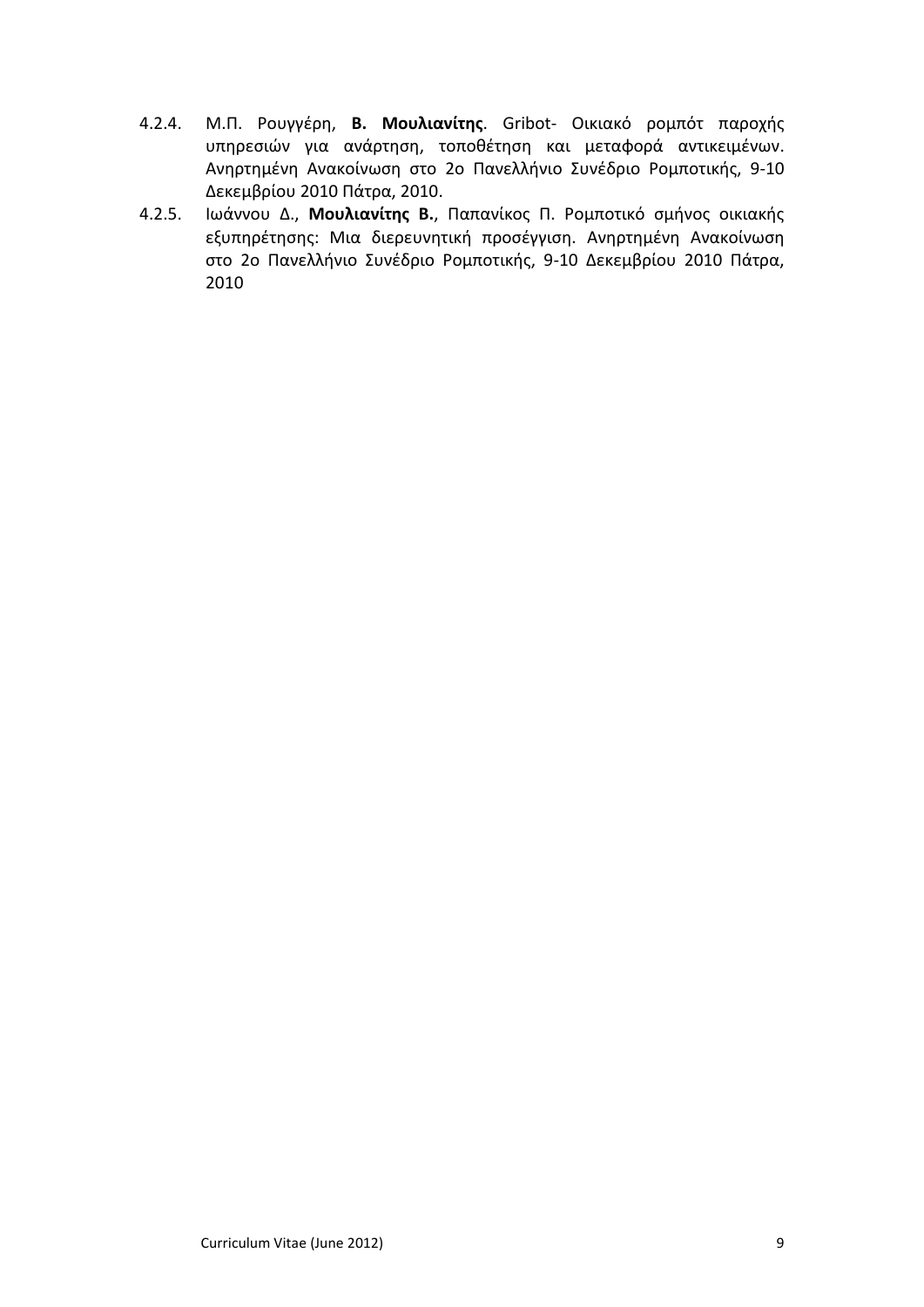4.2.4. Μ.Π. Ρουγγέρη, **Β. Μουλιανίτης**. Gribot- Οικιακό ρομπότ παροχής υπηρεσιών για ανάρτηση, τοποθέτηση και μεταφορά αντικειμένων. Ανηρτημένη Ανακοίνωση στο 2ο Πανελλήνιο Συνέδριο Ρομποτικής, 9-10 Δεκεμβρίου 2010 Πάτρα, 2010.

4.2.5. Ιωάννου Δ., **Μουλιανίτης Β.**, Παπανίκος Π. Ρομποτικό σμήνος οικιακής εξυπηρέτησης: Μια διερευνητική προσέγγιση. Ανηρτημένη Ανακοίνωση στο 2ο Πανελλήνιο Συνέδριο Ρομποτικής, 9-10 Δεκεμβρίου 2010 Πάτρα, 2010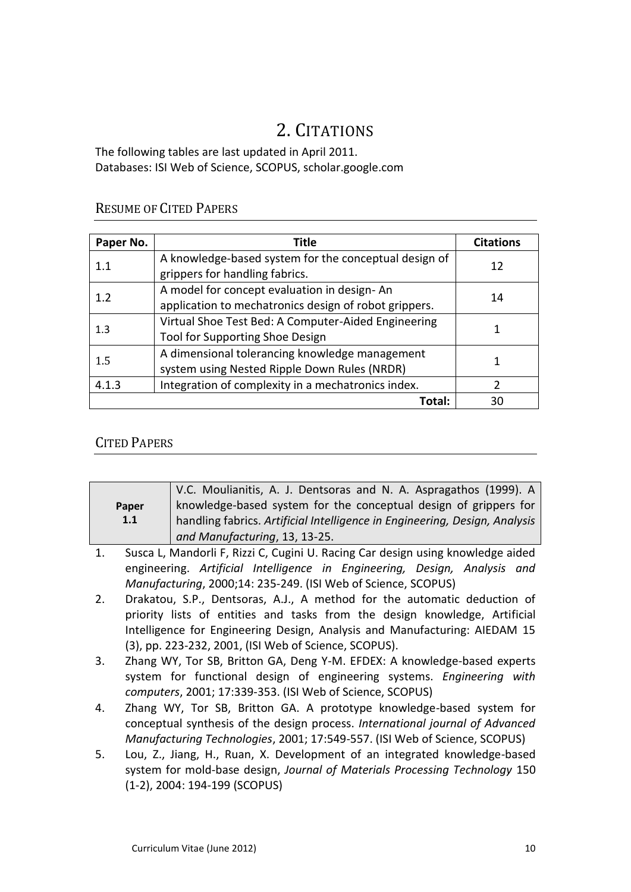# 2. CITATIONS

The following tables are last updated in April 2011.
Databases: ISI Web of Science, SCOPUS, scholar.google.com

## RESUME OF CITED PAPERS

| Paper No. | Title | Citations |
|---|---|---|
| 1.1 | A knowledge-based system for the conceptual design of grippers for handling fabrics. | 12 |
| 1.2 | A model for concept evaluation in design- An application to mechatronics design of robot grippers. | 14 |
| 1.3 | Virtual Shoe Test Bed: A Computer-Aided Engineering Tool for Supporting Shoe Design | 1 |
| 1.5 | A dimensional tolerancing knowledge management system using Nested Ripple Down Rules (NRDR) | 1 |
| 4.1.3 | Integration of complexity in a mechatronics index. | 2 |
| | **Total:** | 30 |

## CITED PAPERS

| **Paper 1.1** | V.C. Moulianitis, A. J. Dentsoras and N. A. Aspragathos (1999). A knowledge-based system for the conceptual design of grippers for handling fabrics. *Artificial Intelligence in Engineering, Design, Analysis and Manufacturing*, 13, 13-25. |
|---|---|

1. Susca L, Mandorli F, Rizzi C, Cugini U. Racing Car design using knowledge aided engineering. *Artificial Intelligence in Engineering, Design, Analysis and Manufacturing*, 2000;14: 235-249. (ISI Web of Science, SCOPUS)
2. Drakatou, S.P., Dentsoras, A.J., A method for the automatic deduction of priority lists of entities and tasks from the design knowledge, Artificial Intelligence for Engineering Design, Analysis and Manufacturing: AIEDAM 15 (3), pp. 223-232, 2001, (ISI Web of Science, SCOPUS).
3. Zhang WY, Tor SB, Britton GA, Deng Y-M. EFDEX: A knowledge-based experts system for functional design of engineering systems. *Engineering with computers*, 2001; 17:339-353. (ISI Web of Science, SCOPUS)
4. Zhang WY, Tor SB, Britton GA. A prototype knowledge-based system for conceptual synthesis of the design process. *International journal of Advanced Manufacturing Technologies*, 2001; 17:549-557. (ISI Web of Science, SCOPUS)
5. Lou, Z., Jiang, H., Ruan, X. Development of an integrated knowledge-based system for mold-base design, *Journal of Materials Processing Technology* 150 (1-2), 2004: 194-199 (SCOPUS)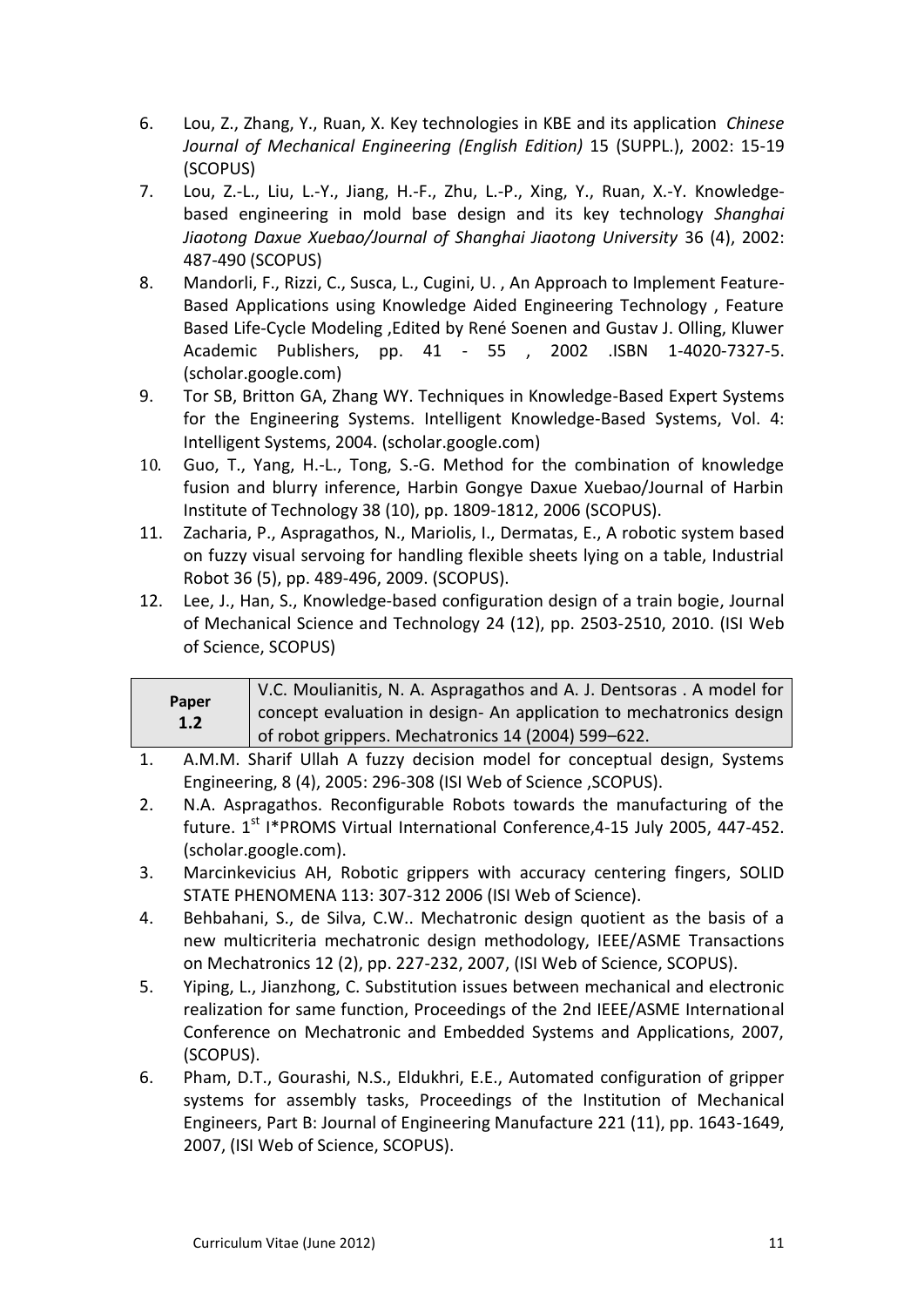6. Lou, Z., Zhang, Y., Ruan, X. Key technologies in KBE and its application *Chinese Journal of Mechanical Engineering (English Edition)* 15 (SUPPL.), 2002: 15-19 (SCOPUS)
7. Lou, Z.-L., Liu, L.-Y., Jiang, H.-F., Zhu, L.-P., Xing, Y., Ruan, X.-Y. Knowledge-based engineering in mold base design and its key technology *Shanghai Jiaotong Daxue Xuebao/Journal of Shanghai Jiaotong University* 36 (4), 2002: 487-490 (SCOPUS)
8. Mandorli, F., Rizzi, C., Susca, L., Cugini, U. , An Approach to Implement Feature-Based Applications using Knowledge Aided Engineering Technology , Feature Based Life-Cycle Modeling ,Edited by René Soenen and Gustav J. Olling, Kluwer Academic Publishers, pp. 41 - 55 , 2002 .ISBN 1-4020-7327-5. (scholar.google.com)
9. Tor SB, Britton GA, Zhang WY. Techniques in Knowledge-Based Expert Systems for the Engineering Systems. Intelligent Knowledge-Based Systems, Vol. 4: Intelligent Systems, 2004. (scholar.google.com)
10. Guo, T., Yang, H.-L., Tong, S.-G. Method for the combination of knowledge fusion and blurry inference, Harbin Gongye Daxue Xuebao/Journal of Harbin Institute of Technology 38 (10), pp. 1809-1812, 2006 (SCOPUS).
11. Zacharia, P., Aspragathos, N., Mariolis, I., Dermatas, E., A robotic system based on fuzzy visual servoing for handling flexible sheets lying on a table, Industrial Robot 36 (5), pp. 489-496, 2009. (SCOPUS).
12. Lee, J., Han, S., Knowledge-based configuration design of a train bogie, Journal of Mechanical Science and Technology 24 (12), pp. 2503-2510, 2010. (ISI Web of Science, SCOPUS)

| **Paper 1.2** | V.C. Moulianitis, N. A. Aspragathos and A. J. Dentsoras . A model for concept evaluation in design- An application to mechatronics design of robot grippers. Mechatronics 14 (2004) 599–622. |
|---|---|

1. A.M.M. Sharif Ullah A fuzzy decision model for conceptual design, Systems Engineering, 8 (4), 2005: 296-308 (ISI Web of Science ,SCOPUS).
2. N.A. Aspragathos. Reconfigurable Robots towards the manufacturing of the future. 1st I*PROMS Virtual International Conference,4-15 July 2005, 447-452. (scholar.google.com).
3. Marcinkevicius AH, Robotic grippers with accuracy centering fingers, SOLID STATE PHENOMENA 113: 307-312 2006 (ISI Web of Science).
4. Behbahani, S., de Silva, C.W.. Mechatronic design quotient as the basis of a new multicriteria mechatronic design methodology, IEEE/ASME Transactions on Mechatronics 12 (2), pp. 227-232, 2007, (ISI Web of Science, SCOPUS).
5. Yiping, L., Jianzhong, C. Substitution issues between mechanical and electronic realization for same function, Proceedings of the 2nd IEEE/ASME International Conference on Mechatronic and Embedded Systems and Applications, 2007, (SCOPUS).
6. Pham, D.T., Gourashi, N.S., Eldukhri, E.E., Automated configuration of gripper systems for assembly tasks, Proceedings of the Institution of Mechanical Engineers, Part B: Journal of Engineering Manufacture 221 (11), pp. 1643-1649, 2007, (ISI Web of Science, SCOPUS).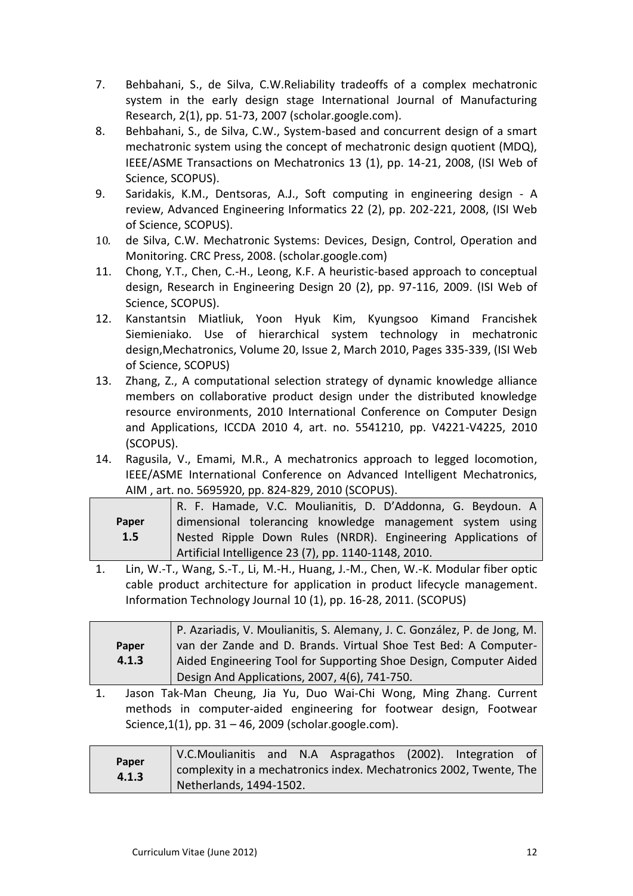7. Behbahani, S., de Silva, C.W.Reliability tradeoffs of a complex mechatronic system in the early design stage International Journal of Manufacturing Research, 2(1), pp. 51-73, 2007 (scholar.google.com).
8. Behbahani, S., de Silva, C.W., System-based and concurrent design of a smart mechatronic system using the concept of mechatronic design quotient (MDQ), IEEE/ASME Transactions on Mechatronics 13 (1), pp. 14-21, 2008, (ISI Web of Science, SCOPUS).
9. Saridakis, K.M., Dentsoras, A.J., Soft computing in engineering design - A review, Advanced Engineering Informatics 22 (2), pp. 202-221, 2008, (ISI Web of Science, SCOPUS).
10. de Silva, C.W. Mechatronic Systems: Devices, Design, Control, Operation and Monitoring. CRC Press, 2008. (scholar.google.com)
11. Chong, Y.T., Chen, C.-H., Leong, K.F. A heuristic-based approach to conceptual design, Research in Engineering Design 20 (2), pp. 97-116, 2009. (ISI Web of Science, SCOPUS).
12. Kanstantsin Miatliuk, Yoon Hyuk Kim, Kyungsoo Kimand Francishek Siemieniako. Use of hierarchical system technology in mechatronic design,Mechatronics, Volume 20, Issue 2, March 2010, Pages 335-339, (ISI Web of Science, SCOPUS)
13. Zhang, Z., A computational selection strategy of dynamic knowledge alliance members on collaborative product design under the distributed knowledge resource environments, 2010 International Conference on Computer Design and Applications, ICCDA 2010 4, art. no. 5541210, pp. V4221-V4225, 2010 (SCOPUS).
14. Ragusila, V., Emami, M.R., A mechatronics approach to legged locomotion, IEEE/ASME International Conference on Advanced Intelligent Mechatronics, AIM , art. no. 5695920, pp. 824-829, 2010 (SCOPUS).

| **Paper 1.5** | R. F. Hamade, V.C. Moulianitis, D. D'Addonna, G. Beydoun. A dimensional tolerancing knowledge management system using Nested Ripple Down Rules (NRDR). Engineering Applications of Artificial Intelligence 23 (7), pp. 1140-1148, 2010. |
|---|---|

1. Lin, W.-T., Wang, S.-T., Li, M.-H., Huang, J.-M., Chen, W.-K. Modular fiber optic cable product architecture for application in product lifecycle management. Information Technology Journal 10 (1), pp. 16-28, 2011. (SCOPUS)

| **Paper 4.1.3** | P. Azariadis, V. Moulianitis, S. Alemany, J. C. González, P. de Jong, M. van der Zande and D. Brands. Virtual Shoe Test Bed: A Computer-Aided Engineering Tool for Supporting Shoe Design, Computer Aided Design And Applications, 2007, 4(6), 741-750. |
|---|---|

1. Jason Tak-Man Cheung, Jia Yu, Duo Wai-Chi Wong, Ming Zhang. Current methods in computer-aided engineering for footwear design, Footwear Science,1(1), pp. 31 – 46, 2009 (scholar.google.com).

| **Paper 4.1.3** | V.C.Moulianitis and N.A Aspragathos (2002). Integration of complexity in a mechatronics index. Mechatronics 2002, Twente, The Netherlands, 1494-1502. |
|---|---|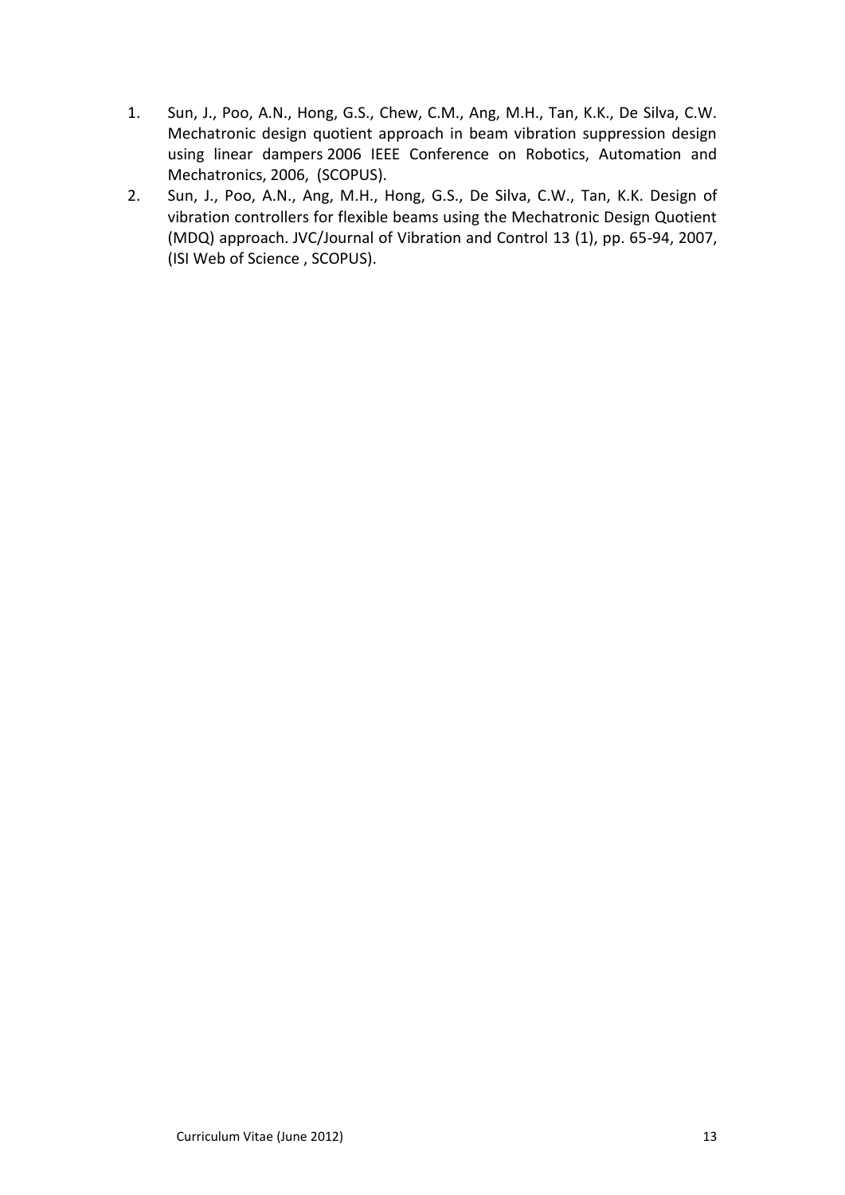1. Sun, J., Poo, A.N., Hong, G.S., Chew, C.M., Ang, M.H., Tan, K.K., De Silva, C.W. Mechatronic design quotient approach in beam vibration suppression design using linear dampers 2006 IEEE Conference on Robotics, Automation and Mechatronics, 2006, (SCOPUS).
2. Sun, J., Poo, A.N., Ang, M.H., Hong, G.S., De Silva, C.W., Tan, K.K. Design of vibration controllers for flexible beams using the Mechatronic Design Quotient (MDQ) approach. JVC/Journal of Vibration and Control 13 (1), pp. 65-94, 2007, (ISI Web of Science , SCOPUS).